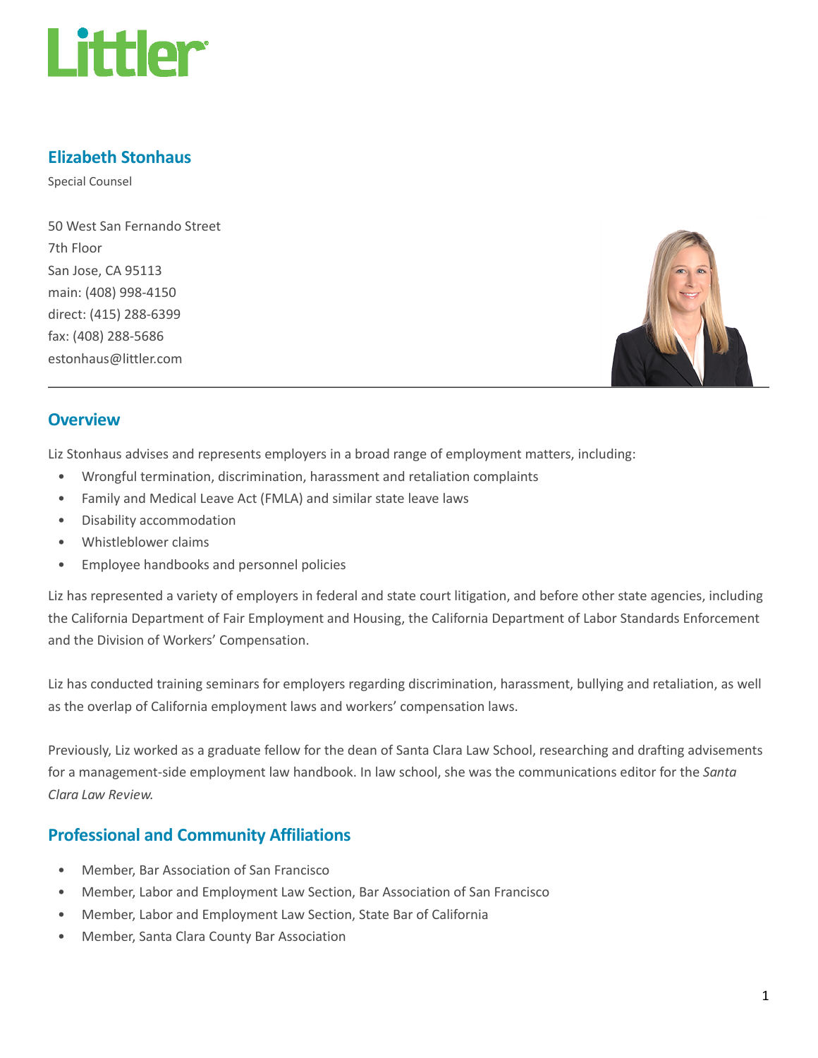# Elizabeth Stonhaus

Special Counsel

50 West San Fernando Street
7th Floor
San Jose, CA 95113
main: (408) 998-4150
direct: (415) 288-6399
fax: (408) 288-5686
estonhaus@littler.com

## Overview

Liz Stonhaus advises and represents employers in a broad range of employment matters, including:

- Wrongful termination, discrimination, harassment and retaliation complaints
- Family and Medical Leave Act (FMLA) and similar state leave laws
- Disability accommodation
- Whistleblower claims
- Employee handbooks and personnel policies

Liz has represented a variety of employers in federal and state court litigation, and before other state agencies, including the California Department of Fair Employment and Housing, the California Department of Labor Standards Enforcement and the Division of Workers' Compensation.

Liz has conducted training seminars for employers regarding discrimination, harassment, bullying and retaliation, as well as the overlap of California employment laws and workers' compensation laws.

Previously, Liz worked as a graduate fellow for the dean of Santa Clara Law School, researching and drafting advisements for a management-side employment law handbook. In law school, she was the communications editor for the *Santa Clara Law Review.*

## Professional and Community Affiliations

- Member, Bar Association of San Francisco
- Member, Labor and Employment Law Section, Bar Association of San Francisco
- Member, Labor and Employment Law Section, State Bar of California
- Member, Santa Clara County Bar Association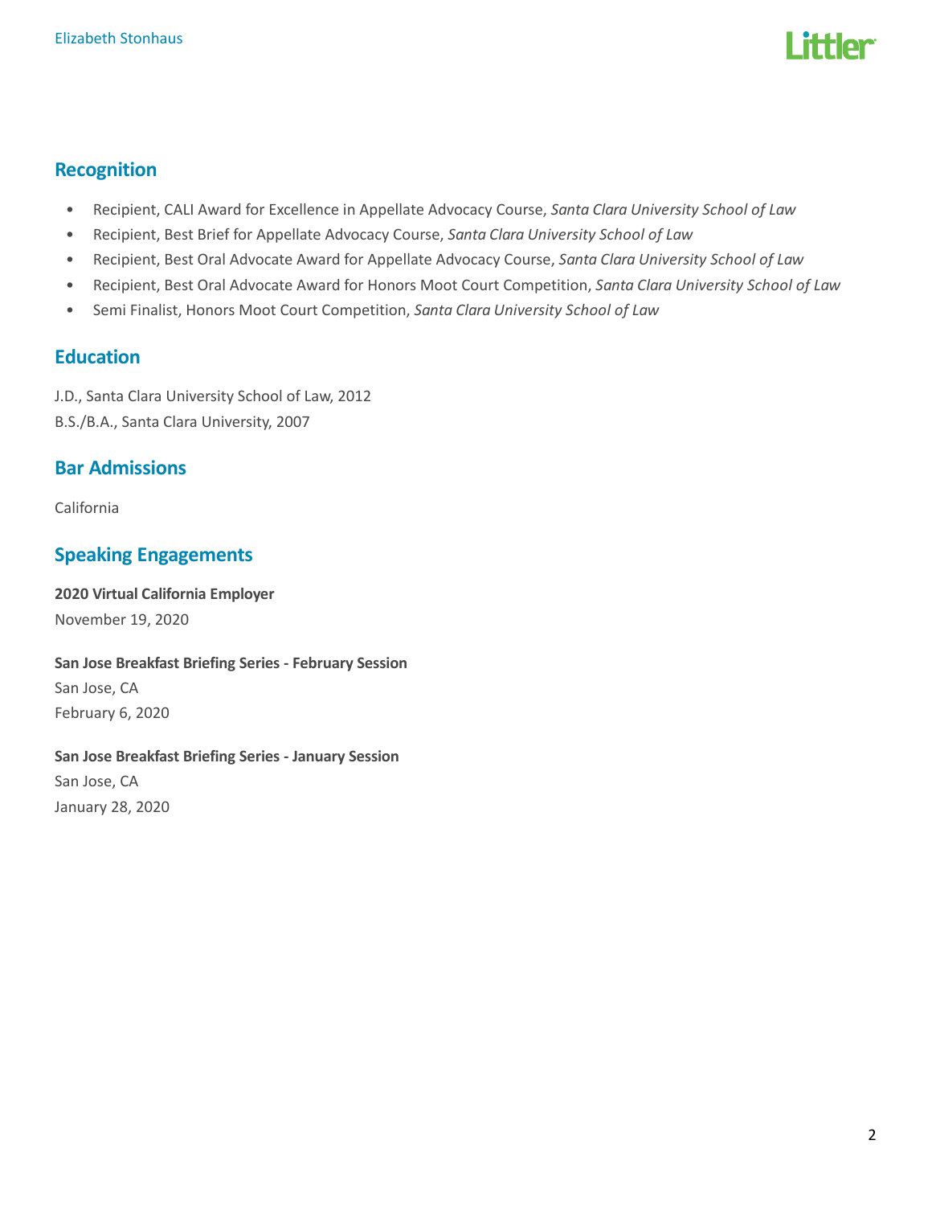## Recognition

- Recipient, CALI Award for Excellence in Appellate Advocacy Course, *Santa Clara University School of Law*
- Recipient, Best Brief for Appellate Advocacy Course, *Santa Clara University School of Law*
- Recipient, Best Oral Advocate Award for Appellate Advocacy Course, *Santa Clara University School of Law*
- Recipient, Best Oral Advocate Award for Honors Moot Court Competition, *Santa Clara University School of Law*
- Semi Finalist, Honors Moot Court Competition, *Santa Clara University School of Law*

## Education

J.D., Santa Clara University School of Law, 2012

B.S./B.A., Santa Clara University, 2007

## Bar Admissions

California

## Speaking Engagements

**2020 Virtual California Employer**

November 19, 2020

**San Jose Breakfast Briefing Series - February Session**

San Jose, CA

February 6, 2020

**San Jose Breakfast Briefing Series - January Session**

San Jose, CA

January 28, 2020